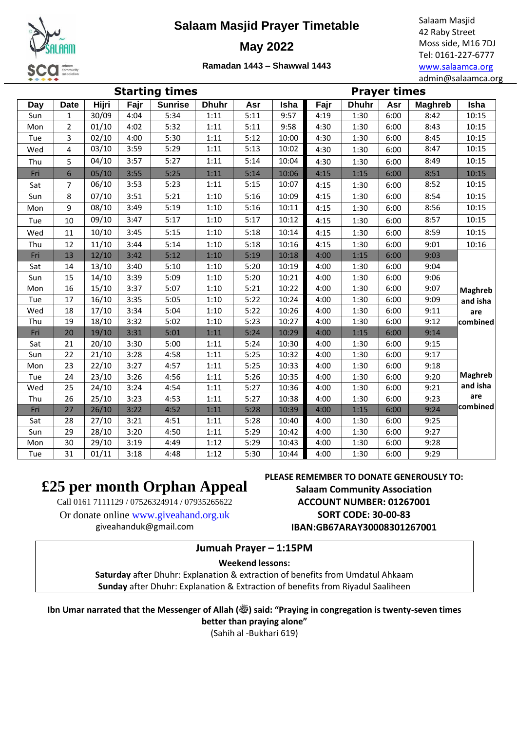# Salaam Masjid Prayer Timetable

## May 2022

**Ramadan 1443 – Shawwal 1443**

Salaam Masjid
42 Raby Street
Moss side, M16 7DJ
Tel: 0161-227-6777
www.salaamca.org
admin@salaamca.org

| | | | Starting times | | | | | | Prayer times | | | | |
|---|---|---|---|---|---|---|---|---|---|---|---|---|---|
| Day | Date | Hijri | Fajr | Sunrise | Dhuhr | Asr | Isha | Fajr | Dhuhr | Asr | Maghreb | Isha |
| Sun | 1 | 30/09 | 4:04 | 5:34 | 1:11 | 5:11 | 9:57 | 4:19 | 1:30 | 6:00 | 8:42 | 10:15 |
| Mon | 2 | 01/10 | 4:02 | 5:32 | 1:11 | 5:11 | 9:58 | 4:30 | 1:30 | 6:00 | 8:43 | 10:15 |
| Tue | 3 | 02/10 | 4:00 | 5:30 | 1:11 | 5:12 | 10:00 | 4:30 | 1:30 | 6:00 | 8:45 | 10:15 |
| Wed | 4 | 03/10 | 3:59 | 5:29 | 1:11 | 5:13 | 10:02 | 4:30 | 1:30 | 6:00 | 8:47 | 10:15 |
| Thu | 5 | 04/10 | 3:57 | 5:27 | 1:11 | 5:14 | 10:04 | 4:30 | 1:30 | 6:00 | 8:49 | 10:15 |
| Fri | 6 | 05/10 | 3:55 | 5:25 | 1:11 | 5:14 | 10:06 | 4:15 | 1:15 | 6:00 | 8:51 | 10:15 |
| Sat | 7 | 06/10 | 3:53 | 5:23 | 1:11 | 5:15 | 10:07 | 4:15 | 1:30 | 6:00 | 8:52 | 10:15 |
| Sun | 8 | 07/10 | 3:51 | 5:21 | 1:10 | 5:16 | 10:09 | 4:15 | 1:30 | 6:00 | 8:54 | 10:15 |
| Mon | 9 | 08/10 | 3:49 | 5:19 | 1:10 | 5:16 | 10:11 | 4:15 | 1:30 | 6:00 | 8:56 | 10:15 |
| Tue | 10 | 09/10 | 3:47 | 5:17 | 1:10 | 5:17 | 10:12 | 4:15 | 1:30 | 6:00 | 8:57 | 10:15 |
| Wed | 11 | 10/10 | 3:45 | 5:15 | 1:10 | 5:18 | 10:14 | 4:15 | 1:30 | 6:00 | 8:59 | 10:15 |
| Thu | 12 | 11/10 | 3:44 | 5:14 | 1:10 | 5:18 | 10:16 | 4:15 | 1:30 | 6:00 | 9:01 | 10:16 |
| Fri | 13 | 12/10 | 3:42 | 5:12 | 1:10 | 5:19 | 10:18 | 4:00 | 1:15 | 6:00 | 9:03 | Maghreb and isha are combined |
| Sat | 14 | 13/10 | 3:40 | 5:10 | 1:10 | 5:20 | 10:19 | 4:00 | 1:30 | 6:00 | 9:04 | |
| Sun | 15 | 14/10 | 3:39 | 5:09 | 1:10 | 5:20 | 10:21 | 4:00 | 1:30 | 6:00 | 9:06 | |
| Mon | 16 | 15/10 | 3:37 | 5:07 | 1:10 | 5:21 | 10:22 | 4:00 | 1:30 | 6:00 | 9:07 | |
| Tue | 17 | 16/10 | 3:35 | 5:05 | 1:10 | 5:22 | 10:24 | 4:00 | 1:30 | 6:00 | 9:09 | |
| Wed | 18 | 17/10 | 3:34 | 5:04 | 1:10 | 5:22 | 10:26 | 4:00 | 1:30 | 6:00 | 9:11 | |
| Thu | 19 | 18/10 | 3:32 | 5:02 | 1:10 | 5:23 | 10:27 | 4:00 | 1:30 | 6:00 | 9:12 | |
| Fri | 20 | 19/10 | 3:31 | 5:01 | 1:11 | 5:24 | 10:29 | 4:00 | 1:15 | 6:00 | 9:14 | |
| Sat | 21 | 20/10 | 3:30 | 5:00 | 1:11 | 5:24 | 10:30 | 4:00 | 1:30 | 6:00 | 9:15 | Maghreb and isha are combined |
| Sun | 22 | 21/10 | 3:28 | 4:58 | 1:11 | 5:25 | 10:32 | 4:00 | 1:30 | 6:00 | 9:17 | |
| Mon | 23 | 22/10 | 3:27 | 4:57 | 1:11 | 5:25 | 10:33 | 4:00 | 1:30 | 6:00 | 9:18 | |
| Tue | 24 | 23/10 | 3:26 | 4:56 | 1:11 | 5:26 | 10:35 | 4:00 | 1:30 | 6:00 | 9:20 | |
| Wed | 25 | 24/10 | 3:24 | 4:54 | 1:11 | 5:27 | 10:36 | 4:00 | 1:30 | 6:00 | 9:21 | |
| Thu | 26 | 25/10 | 3:23 | 4:53 | 1:11 | 5:27 | 10:38 | 4:00 | 1:30 | 6:00 | 9:23 | |
| Fri | 27 | 26/10 | 3:22 | 4:52 | 1:11 | 5:28 | 10:39 | 4:00 | 1:15 | 6:00 | 9:24 | |
| Sat | 28 | 27/10 | 3:21 | 4:51 | 1:11 | 5:28 | 10:40 | 4:00 | 1:30 | 6:00 | 9:25 | |
| Sun | 29 | 28/10 | 3:20 | 4:50 | 1:11 | 5:29 | 10:42 | 4:00 | 1:30 | 6:00 | 9:27 | |
| Mon | 30 | 29/10 | 3:19 | 4:49 | 1:12 | 5:29 | 10:43 | 4:00 | 1:30 | 6:00 | 9:28 | |
| Tue | 31 | 01/11 | 3:18 | 4:48 | 1:12 | 5:30 | 10:44 | 4:00 | 1:30 | 6:00 | 9:29 | |

## £25 per month Orphan Appeal

Call 0161 7111129 / 07526324914 / 07935265622
Or donate online www.giveahand.org.uk
giveahanduk@gmail.com

**PLEASE REMEMBER TO DONATE GENEROUSLY TO:**
**Salaam Community Association**
**ACCOUNT NUMBER: 01267001**
**SORT CODE: 30-00-83**
**IBAN:GB67ARAY30008301267001**

**Jumuah Prayer – 1:15PM**

**Weekend lessons:**
**Saturday** after Dhuhr: Explanation & extraction of benefits from Umdatul Ahkaam
**Sunday** after Dhuhr: Explanation & Extraction of benefits from Riyadul Saaliheen

**Ibn Umar narrated that the Messenger of Allah (ﷺ) said: "Praying in congregation is twenty-seven times better than praying alone"**
(Sahih al -Bukhari 619)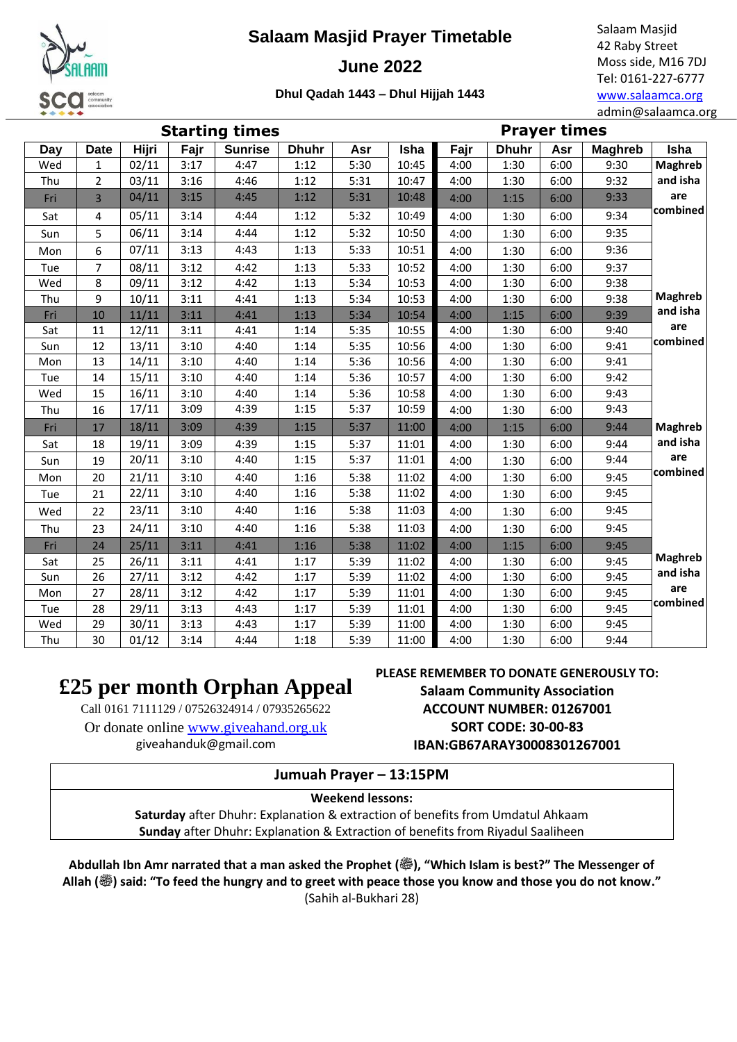# Salaam Masjid Prayer Timetable

## June 2022

**Dhul Qadah 1443 – Dhul Hijjah 1443**

Salaam Masjid
42 Raby Street
Moss side, M16 7DJ
Tel: 0161-227-6777
www.salaamca.org
admin@salaamca.org

| | | | Starting times | | | | | | Prayer times | | | | |
|---|---|---|---|---|---|---|---|---|---|---|---|---|---|
| Day | Date | Hijri | Fajr | Sunrise | Dhuhr | Asr | Isha | Fajr | Dhuhr | Asr | Maghreb | Isha |
| Wed | 1 | 02/11 | 3:17 | 4:47 | 1:12 | 5:30 | 10:45 | 4:00 | 1:30 | 6:00 | 9:30 | Maghreb and isha are combined |
| Thu | 2 | 03/11 | 3:16 | 4:46 | 1:12 | 5:31 | 10:47 | 4:00 | 1:30 | 6:00 | 9:32 | |
| Fri | 3 | 04/11 | 3:15 | 4:45 | 1:12 | 5:31 | 10:48 | 4:00 | 1:15 | 6:00 | 9:33 | |
| Sat | 4 | 05/11 | 3:14 | 4:44 | 1:12 | 5:32 | 10:49 | 4:00 | 1:30 | 6:00 | 9:34 | |
| Sun | 5 | 06/11 | 3:14 | 4:44 | 1:12 | 5:32 | 10:50 | 4:00 | 1:30 | 6:00 | 9:35 | |
| Mon | 6 | 07/11 | 3:13 | 4:43 | 1:13 | 5:33 | 10:51 | 4:00 | 1:30 | 6:00 | 9:36 | |
| Tue | 7 | 08/11 | 3:12 | 4:42 | 1:13 | 5:33 | 10:52 | 4:00 | 1:30 | 6:00 | 9:37 | |
| Wed | 8 | 09/11 | 3:12 | 4:42 | 1:13 | 5:34 | 10:53 | 4:00 | 1:30 | 6:00 | 9:38 | |
| Thu | 9 | 10/11 | 3:11 | 4:41 | 1:13 | 5:34 | 10:53 | 4:00 | 1:30 | 6:00 | 9:38 | Maghreb and isha are combined |
| Fri | 10 | 11/11 | 3:11 | 4:41 | 1:13 | 5:34 | 10:54 | 4:00 | 1:15 | 6:00 | 9:39 | |
| Sat | 11 | 12/11 | 3:11 | 4:41 | 1:14 | 5:35 | 10:55 | 4:00 | 1:30 | 6:00 | 9:40 | |
| Sun | 12 | 13/11 | 3:10 | 4:40 | 1:14 | 5:35 | 10:56 | 4:00 | 1:30 | 6:00 | 9:41 | |
| Mon | 13 | 14/11 | 3:10 | 4:40 | 1:14 | 5:36 | 10:56 | 4:00 | 1:30 | 6:00 | 9:41 | |
| Tue | 14 | 15/11 | 3:10 | 4:40 | 1:14 | 5:36 | 10:57 | 4:00 | 1:30 | 6:00 | 9:42 | |
| Wed | 15 | 16/11 | 3:10 | 4:40 | 1:14 | 5:36 | 10:58 | 4:00 | 1:30 | 6:00 | 9:43 | |
| Thu | 16 | 17/11 | 3:09 | 4:39 | 1:15 | 5:37 | 10:59 | 4:00 | 1:30 | 6:00 | 9:43 | |
| Fri | 17 | 18/11 | 3:09 | 4:39 | 1:15 | 5:37 | 11:00 | 4:00 | 1:15 | 6:00 | 9:44 | Maghreb and isha are combined |
| Sat | 18 | 19/11 | 3:09 | 4:39 | 1:15 | 5:37 | 11:01 | 4:00 | 1:30 | 6:00 | 9:44 | |
| Sun | 19 | 20/11 | 3:10 | 4:40 | 1:15 | 5:37 | 11:01 | 4:00 | 1:30 | 6:00 | 9:44 | |
| Mon | 20 | 21/11 | 3:10 | 4:40 | 1:16 | 5:38 | 11:02 | 4:00 | 1:30 | 6:00 | 9:45 | |
| Tue | 21 | 22/11 | 3:10 | 4:40 | 1:16 | 5:38 | 11:02 | 4:00 | 1:30 | 6:00 | 9:45 | |
| Wed | 22 | 23/11 | 3:10 | 4:40 | 1:16 | 5:38 | 11:03 | 4:00 | 1:30 | 6:00 | 9:45 | |
| Thu | 23 | 24/11 | 3:10 | 4:40 | 1:16 | 5:38 | 11:03 | 4:00 | 1:30 | 6:00 | 9:45 | |
| Fri | 24 | 25/11 | 3:11 | 4:41 | 1:16 | 5:38 | 11:02 | 4:00 | 1:15 | 6:00 | 9:45 | |
| Sat | 25 | 26/11 | 3:11 | 4:41 | 1:17 | 5:39 | 11:02 | 4:00 | 1:30 | 6:00 | 9:45 | Maghreb and isha are combined |
| Sun | 26 | 27/11 | 3:12 | 4:42 | 1:17 | 5:39 | 11:02 | 4:00 | 1:30 | 6:00 | 9:45 | |
| Mon | 27 | 28/11 | 3:12 | 4:42 | 1:17 | 5:39 | 11:01 | 4:00 | 1:30 | 6:00 | 9:45 | |
| Tue | 28 | 29/11 | 3:13 | 4:43 | 1:17 | 5:39 | 11:01 | 4:00 | 1:30 | 6:00 | 9:45 | |
| Wed | 29 | 30/11 | 3:13 | 4:43 | 1:17 | 5:39 | 11:00 | 4:00 | 1:30 | 6:00 | 9:45 | |
| Thu | 30 | 01/12 | 3:14 | 4:44 | 1:18 | 5:39 | 11:00 | 4:00 | 1:30 | 6:00 | 9:44 | |

## £25 per month Orphan Appeal

Call 0161 7111129 / 07526324914 / 07935265622
Or donate online www.giveahand.org.uk
giveahanduk@gmail.com

**PLEASE REMEMBER TO DONATE GENEROUSLY TO:**
**Salaam Community Association**
**ACCOUNT NUMBER: 01267001**
**SORT CODE: 30-00-83**
**IBAN:GB67ARAY30008301267001**

**Jumuah Prayer – 13:15PM**

**Weekend lessons:**
**Saturday** after Dhuhr: Explanation & extraction of benefits from Umdatul Ahkaam
**Sunday** after Dhuhr: Explanation & Extraction of benefits from Riyadul Saaliheen

**Abdullah Ibn Amr narrated that a man asked the Prophet (ﷺ), "Which Islam is best?" The Messenger of Allah (ﷺ) said: "To feed the hungry and to greet with peace those you know and those you do not know."**
(Sahih al-Bukhari 28)